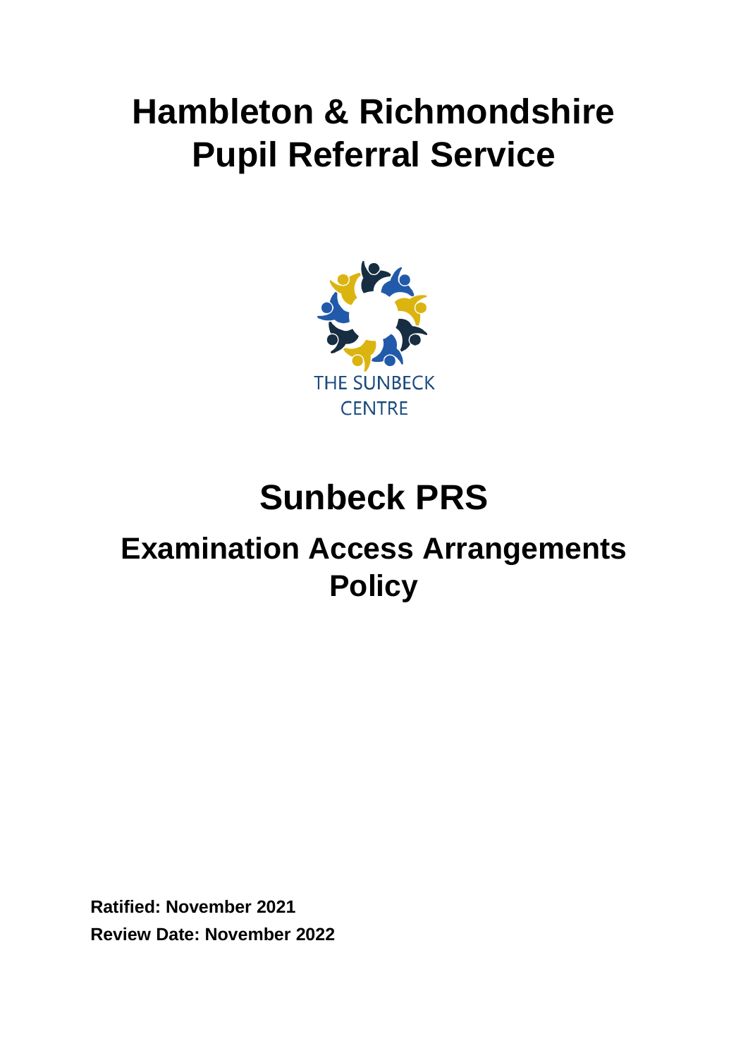# Hambleton & Richmondshire Pupil Referral Service

THE SUNBECK CENTRE

# Sunbeck PRS

## Examination Access Arrangements Policy

**Ratified: November 2021**

**Review Date: November 2022**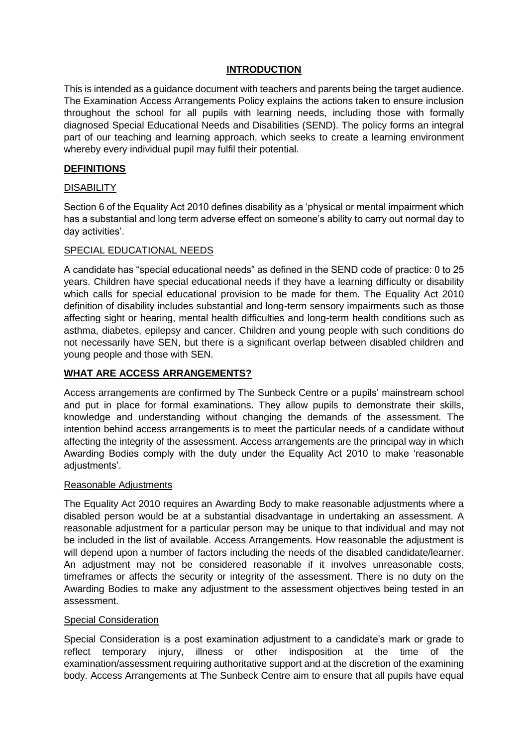## INTRODUCTION

This is intended as a guidance document with teachers and parents being the target audience. The Examination Access Arrangements Policy explains the actions taken to ensure inclusion throughout the school for all pupils with learning needs, including those with formally diagnosed Special Educational Needs and Disabilities (SEND). The policy forms an integral part of our teaching and learning approach, which seeks to create a learning environment whereby every individual pupil may fulfil their potential.

## DEFINITIONS

### DISABILITY

Section 6 of the Equality Act 2010 defines disability as a 'physical or mental impairment which has a substantial and long term adverse effect on someone's ability to carry out normal day to day activities'.

### SPECIAL EDUCATIONAL NEEDS

A candidate has "special educational needs" as defined in the SEND code of practice: 0 to 25 years. Children have special educational needs if they have a learning difficulty or disability which calls for special educational provision to be made for them. The Equality Act 2010 definition of disability includes substantial and long-term sensory impairments such as those affecting sight or hearing, mental health difficulties and long-term health conditions such as asthma, diabetes, epilepsy and cancer. Children and young people with such conditions do not necessarily have SEN, but there is a significant overlap between disabled children and young people and those with SEN.

## WHAT ARE ACCESS ARRANGEMENTS?

Access arrangements are confirmed by The Sunbeck Centre or a pupils' mainstream school and put in place for formal examinations. They allow pupils to demonstrate their skills, knowledge and understanding without changing the demands of the assessment. The intention behind access arrangements is to meet the particular needs of a candidate without affecting the integrity of the assessment. Access arrangements are the principal way in which Awarding Bodies comply with the duty under the Equality Act 2010 to make 'reasonable adjustments'.

### Reasonable Adjustments

The Equality Act 2010 requires an Awarding Body to make reasonable adjustments where a disabled person would be at a substantial disadvantage in undertaking an assessment. A reasonable adjustment for a particular person may be unique to that individual and may not be included in the list of available. Access Arrangements. How reasonable the adjustment is will depend upon a number of factors including the needs of the disabled candidate/learner. An adjustment may not be considered reasonable if it involves unreasonable costs, timeframes or affects the security or integrity of the assessment. There is no duty on the Awarding Bodies to make any adjustment to the assessment objectives being tested in an assessment.

### Special Consideration

Special Consideration is a post examination adjustment to a candidate's mark or grade to reflect temporary injury, illness or other indisposition at the time of the examination/assessment requiring authoritative support and at the discretion of the examining body. Access Arrangements at The Sunbeck Centre aim to ensure that all pupils have equal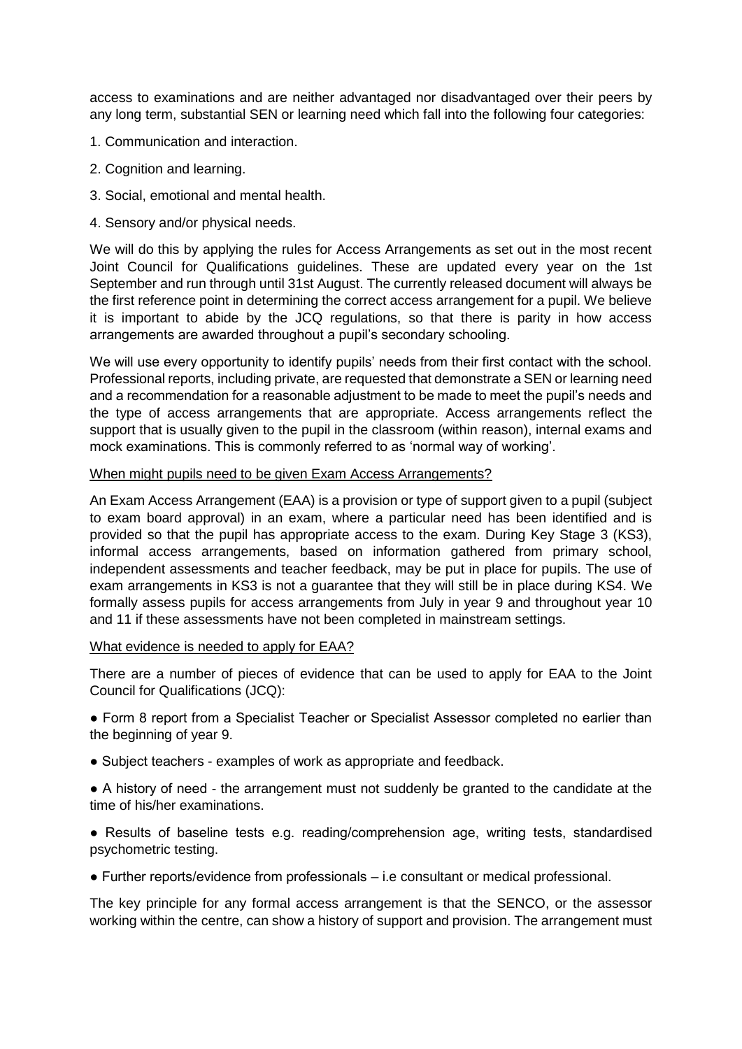access to examinations and are neither advantaged nor disadvantaged over their peers by any long term, substantial SEN or learning need which fall into the following four categories:

1. Communication and interaction.
2. Cognition and learning.
3. Social, emotional and mental health.
4. Sensory and/or physical needs.

We will do this by applying the rules for Access Arrangements as set out in the most recent Joint Council for Qualifications guidelines. These are updated every year on the 1st September and run through until 31st August. The currently released document will always be the first reference point in determining the correct access arrangement for a pupil. We believe it is important to abide by the JCQ regulations, so that there is parity in how access arrangements are awarded throughout a pupil's secondary schooling.

We will use every opportunity to identify pupils' needs from their first contact with the school. Professional reports, including private, are requested that demonstrate a SEN or learning need and a recommendation for a reasonable adjustment to be made to meet the pupil's needs and the type of access arrangements that are appropriate. Access arrangements reflect the support that is usually given to the pupil in the classroom (within reason), internal exams and mock examinations. This is commonly referred to as 'normal way of working'.

<u>When might pupils need to be given Exam Access Arrangements?</u>

An Exam Access Arrangement (EAA) is a provision or type of support given to a pupil (subject to exam board approval) in an exam, where a particular need has been identified and is provided so that the pupil has appropriate access to the exam. During Key Stage 3 (KS3), informal access arrangements, based on information gathered from primary school, independent assessments and teacher feedback, may be put in place for pupils. The use of exam arrangements in KS3 is not a guarantee that they will still be in place during KS4. We formally assess pupils for access arrangements from July in year 9 and throughout year 10 and 11 if these assessments have not been completed in mainstream settings.

<u>What evidence is needed to apply for EAA?</u>

There are a number of pieces of evidence that can be used to apply for EAA to the Joint Council for Qualifications (JCQ):

- Form 8 report from a Specialist Teacher or Specialist Assessor completed no earlier than the beginning of year 9.
- Subject teachers - examples of work as appropriate and feedback.
- A history of need - the arrangement must not suddenly be granted to the candidate at the time of his/her examinations.
- Results of baseline tests e.g. reading/comprehension age, writing tests, standardised psychometric testing.
- Further reports/evidence from professionals – i.e consultant or medical professional.

The key principle for any formal access arrangement is that the SENCO, or the assessor working within the centre, can show a history of support and provision. The arrangement must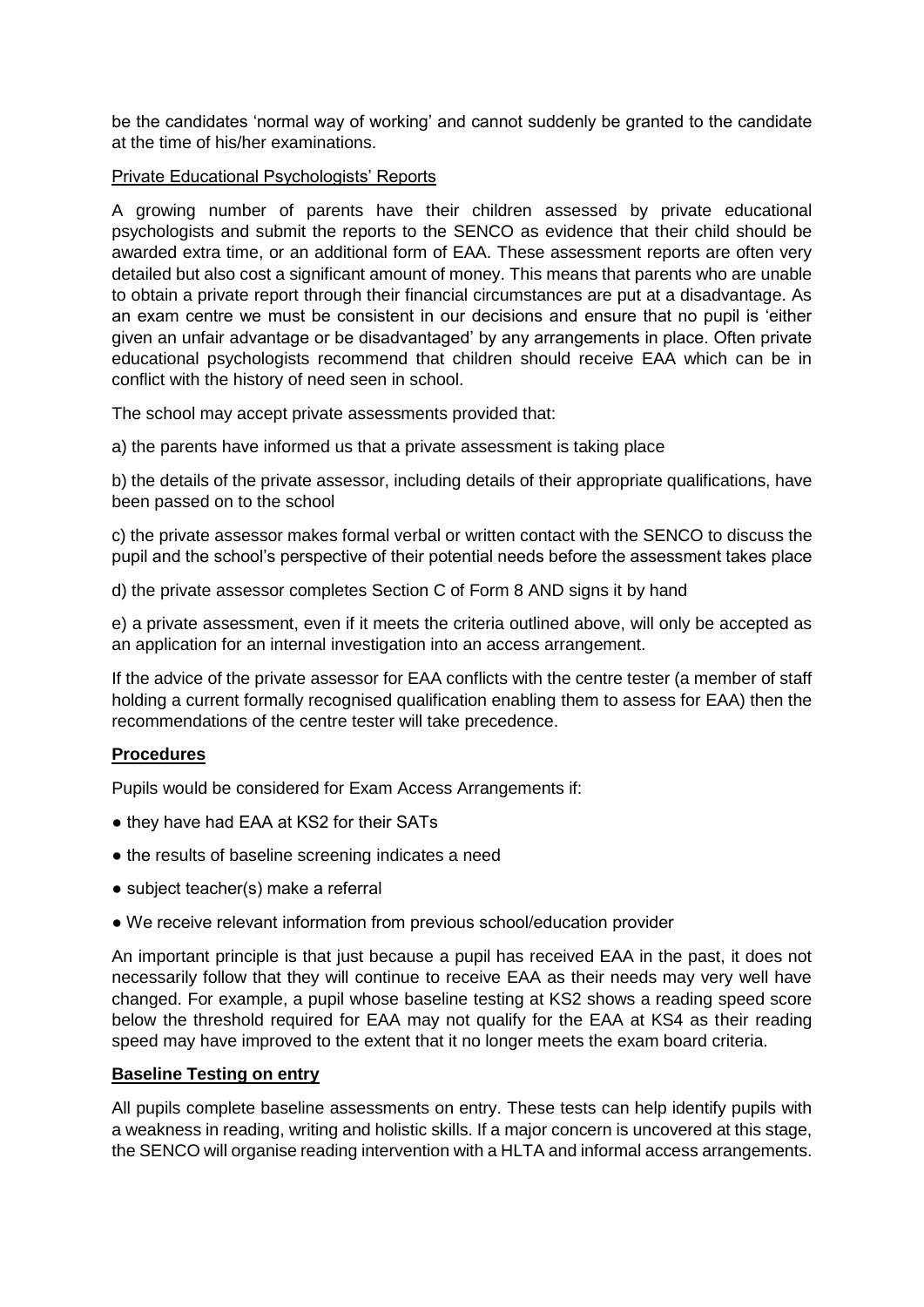be the candidates 'normal way of working' and cannot suddenly be granted to the candidate at the time of his/her examinations.

Private Educational Psychologists' Reports

A growing number of parents have their children assessed by private educational psychologists and submit the reports to the SENCO as evidence that their child should be awarded extra time, or an additional form of EAA. These assessment reports are often very detailed but also cost a significant amount of money. This means that parents who are unable to obtain a private report through their financial circumstances are put at a disadvantage. As an exam centre we must be consistent in our decisions and ensure that no pupil is 'either given an unfair advantage or be disadvantaged' by any arrangements in place. Often private educational psychologists recommend that children should receive EAA which can be in conflict with the history of need seen in school.

The school may accept private assessments provided that:

a) the parents have informed us that a private assessment is taking place

b) the details of the private assessor, including details of their appropriate qualifications, have been passed on to the school

c) the private assessor makes formal verbal or written contact with the SENCO to discuss the pupil and the school's perspective of their potential needs before the assessment takes place

d) the private assessor completes Section C of Form 8 AND signs it by hand

e) a private assessment, even if it meets the criteria outlined above, will only be accepted as an application for an internal investigation into an access arrangement.

If the advice of the private assessor for EAA conflicts with the centre tester (a member of staff holding a current formally recognised qualification enabling them to assess for EAA) then the recommendations of the centre tester will take precedence.

## Procedures

Pupils would be considered for Exam Access Arrangements if:

- they have had EAA at KS2 for their SATs
- the results of baseline screening indicates a need
- subject teacher(s) make a referral
- We receive relevant information from previous school/education provider

An important principle is that just because a pupil has received EAA in the past, it does not necessarily follow that they will continue to receive EAA as their needs may very well have changed. For example, a pupil whose baseline testing at KS2 shows a reading speed score below the threshold required for EAA may not qualify for the EAA at KS4 as their reading speed may have improved to the extent that it no longer meets the exam board criteria.

## Baseline Testing on entry

All pupils complete baseline assessments on entry. These tests can help identify pupils with a weakness in reading, writing and holistic skills. If a major concern is uncovered at this stage, the SENCO will organise reading intervention with a HLTA and informal access arrangements.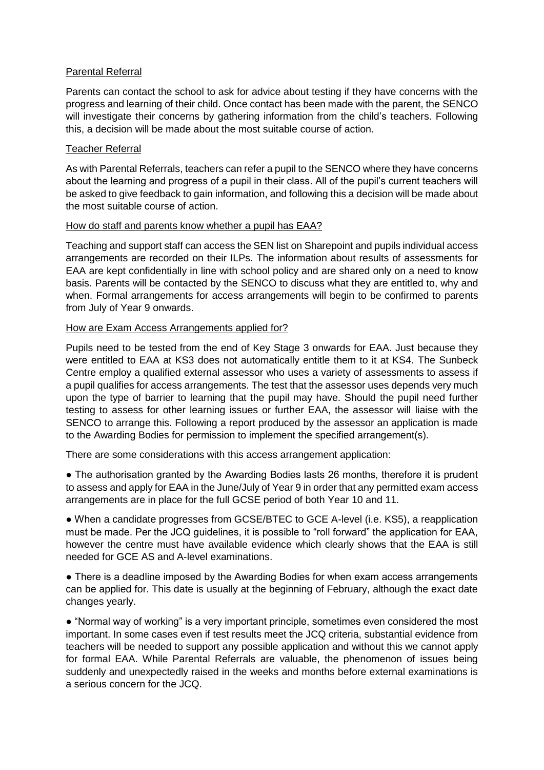### Parental Referral

Parents can contact the school to ask for advice about testing if they have concerns with the progress and learning of their child. Once contact has been made with the parent, the SENCO will investigate their concerns by gathering information from the child's teachers. Following this, a decision will be made about the most suitable course of action.

### Teacher Referral

As with Parental Referrals, teachers can refer a pupil to the SENCO where they have concerns about the learning and progress of a pupil in their class. All of the pupil's current teachers will be asked to give feedback to gain information, and following this a decision will be made about the most suitable course of action.

### How do staff and parents know whether a pupil has EAA?

Teaching and support staff can access the SEN list on Sharepoint and pupils individual access arrangements are recorded on their ILPs. The information about results of assessments for EAA are kept confidentially in line with school policy and are shared only on a need to know basis. Parents will be contacted by the SENCO to discuss what they are entitled to, why and when. Formal arrangements for access arrangements will begin to be confirmed to parents from July of Year 9 onwards.

### How are Exam Access Arrangements applied for?

Pupils need to be tested from the end of Key Stage 3 onwards for EAA. Just because they were entitled to EAA at KS3 does not automatically entitle them to it at KS4. The Sunbeck Centre employ a qualified external assessor who uses a variety of assessments to assess if a pupil qualifies for access arrangements. The test that the assessor uses depends very much upon the type of barrier to learning that the pupil may have. Should the pupil need further testing to assess for other learning issues or further EAA, the assessor will liaise with the SENCO to arrange this. Following a report produced by the assessor an application is made to the Awarding Bodies for permission to implement the specified arrangement(s).

There are some considerations with this access arrangement application:

- The authorisation granted by the Awarding Bodies lasts 26 months, therefore it is prudent to assess and apply for EAA in the June/July of Year 9 in order that any permitted exam access arrangements are in place for the full GCSE period of both Year 10 and 11.
- When a candidate progresses from GCSE/BTEC to GCE A-level (i.e. KS5), a reapplication must be made. Per the JCQ guidelines, it is possible to "roll forward" the application for EAA, however the centre must have available evidence which clearly shows that the EAA is still needed for GCE AS and A-level examinations.
- There is a deadline imposed by the Awarding Bodies for when exam access arrangements can be applied for. This date is usually at the beginning of February, although the exact date changes yearly.
- "Normal way of working" is a very important principle, sometimes even considered the most important. In some cases even if test results meet the JCQ criteria, substantial evidence from teachers will be needed to support any possible application and without this we cannot apply for formal EAA. While Parental Referrals are valuable, the phenomenon of issues being suddenly and unexpectedly raised in the weeks and months before external examinations is a serious concern for the JCQ.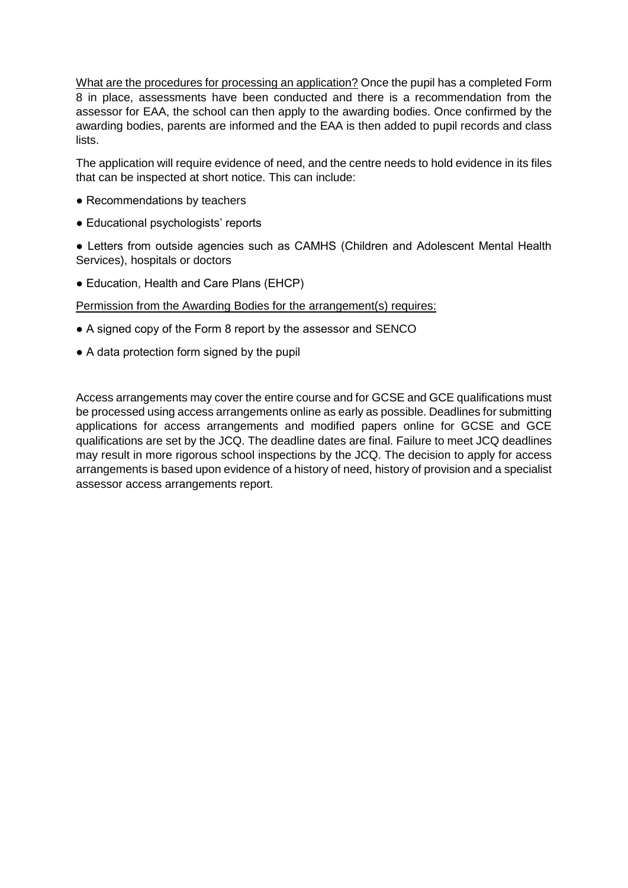<u>What are the procedures for processing an application?</u> Once the pupil has a completed Form 8 in place, assessments have been conducted and there is a recommendation from the assessor for EAA, the school can then apply to the awarding bodies. Once confirmed by the awarding bodies, parents are informed and the EAA is then added to pupil records and class lists.

The application will require evidence of need, and the centre needs to hold evidence in its files that can be inspected at short notice. This can include:

- Recommendations by teachers
- Educational psychologists' reports
- Letters from outside agencies such as CAMHS (Children and Adolescent Mental Health Services), hospitals or doctors
- Education, Health and Care Plans (EHCP)

<u>Permission from the Awarding Bodies for the arrangement(s) requires:</u>

- A signed copy of the Form 8 report by the assessor and SENCO
- A data protection form signed by the pupil

Access arrangements may cover the entire course and for GCSE and GCE qualifications must be processed using access arrangements online as early as possible. Deadlines for submitting applications for access arrangements and modified papers online for GCSE and GCE qualifications are set by the JCQ. The deadline dates are final. Failure to meet JCQ deadlines may result in more rigorous school inspections by the JCQ. The decision to apply for access arrangements is based upon evidence of a history of need, history of provision and a specialist assessor access arrangements report.